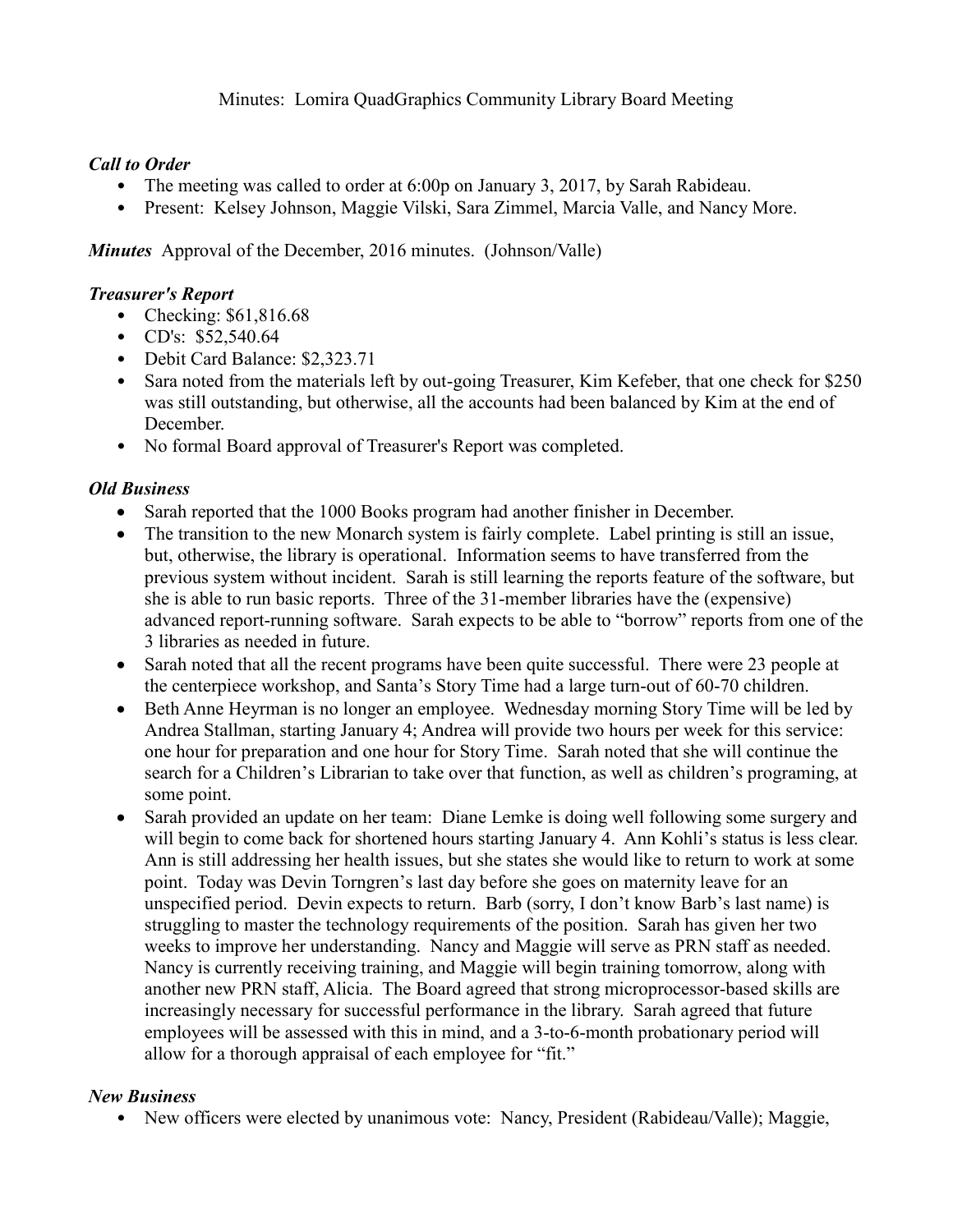Minutes: Lomira QuadGraphics Community Library Board Meeting

***Call to Order***

- The meeting was called to order at 6:00p on January 3, 2017, by Sarah Rabideau.
- Present: Kelsey Johnson, Maggie Vilski, Sara Zimmel, Marcia Valle, and Nancy More.

***Minutes*** Approval of the December, 2016 minutes. (Johnson/Valle)

***Treasurer's Report***

- Checking: $61,816.68
- CD's: $52,540.64
- Debit Card Balance: $2,323.71
- Sara noted from the materials left by out-going Treasurer, Kim Kefeber, that one check for $250 was still outstanding, but otherwise, all the accounts had been balanced by Kim at the end of December.
- No formal Board approval of Treasurer's Report was completed.

***Old Business***

- Sarah reported that the 1000 Books program had another finisher in December.
- The transition to the new Monarch system is fairly complete. Label printing is still an issue, but, otherwise, the library is operational. Information seems to have transferred from the previous system without incident. Sarah is still learning the reports feature of the software, but she is able to run basic reports. Three of the 31-member libraries have the (expensive) advanced report-running software. Sarah expects to be able to "borrow" reports from one of the 3 libraries as needed in future.
- Sarah noted that all the recent programs have been quite successful. There were 23 people at the centerpiece workshop, and Santa's Story Time had a large turn-out of 60-70 children.
- Beth Anne Heyrman is no longer an employee. Wednesday morning Story Time will be led by Andrea Stallman, starting January 4; Andrea will provide two hours per week for this service: one hour for preparation and one hour for Story Time. Sarah noted that she will continue the search for a Children's Librarian to take over that function, as well as children's programing, at some point.
- Sarah provided an update on her team: Diane Lemke is doing well following some surgery and will begin to come back for shortened hours starting January 4. Ann Kohli's status is less clear. Ann is still addressing her health issues, but she states she would like to return to work at some point. Today was Devin Torngren's last day before she goes on maternity leave for an unspecified period. Devin expects to return. Barb (sorry, I don't know Barb's last name) is struggling to master the technology requirements of the position. Sarah has given her two weeks to improve her understanding. Nancy and Maggie will serve as PRN staff as needed. Nancy is currently receiving training, and Maggie will begin training tomorrow, along with another new PRN staff, Alicia. The Board agreed that strong microprocessor-based skills are increasingly necessary for successful performance in the library. Sarah agreed that future employees will be assessed with this in mind, and a 3-to-6-month probationary period will allow for a thorough appraisal of each employee for "fit."

***New Business***

- New officers were elected by unanimous vote: Nancy, President (Rabideau/Valle); Maggie,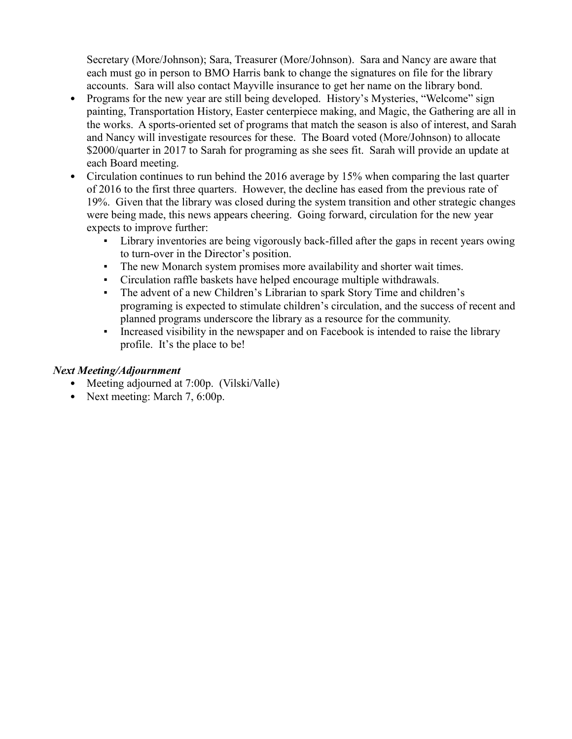Secretary (More/Johnson); Sara, Treasurer (More/Johnson). Sara and Nancy are aware that each must go in person to BMO Harris bank to change the signatures on file for the library accounts. Sara will also contact Mayville insurance to get her name on the library bond.

- Programs for the new year are still being developed. History's Mysteries, "Welcome" sign painting, Transportation History, Easter centerpiece making, and Magic, the Gathering are all in the works. A sports-oriented set of programs that match the season is also of interest, and Sarah and Nancy will investigate resources for these. The Board voted (More/Johnson) to allocate \$2000/quarter in 2017 to Sarah for programing as she sees fit. Sarah will provide an update at each Board meeting.
- Circulation continues to run behind the 2016 average by 15% when comparing the last quarter of 2016 to the first three quarters. However, the decline has eased from the previous rate of 19%. Given that the library was closed during the system transition and other strategic changes were being made, this news appears cheering. Going forward, circulation for the new year expects to improve further:
  - Library inventories are being vigorously back-filled after the gaps in recent years owing to turn-over in the Director's position.
  - The new Monarch system promises more availability and shorter wait times.
  - Circulation raffle baskets have helped encourage multiple withdrawals.
  - The advent of a new Children's Librarian to spark Story Time and children's programing is expected to stimulate children's circulation, and the success of recent and planned programs underscore the library as a resource for the community.
  - Increased visibility in the newspaper and on Facebook is intended to raise the library profile. It's the place to be!

***Next Meeting/Adjournment***

- Meeting adjourned at 7:00p. (Vilski/Valle)
- Next meeting: March 7, 6:00p.